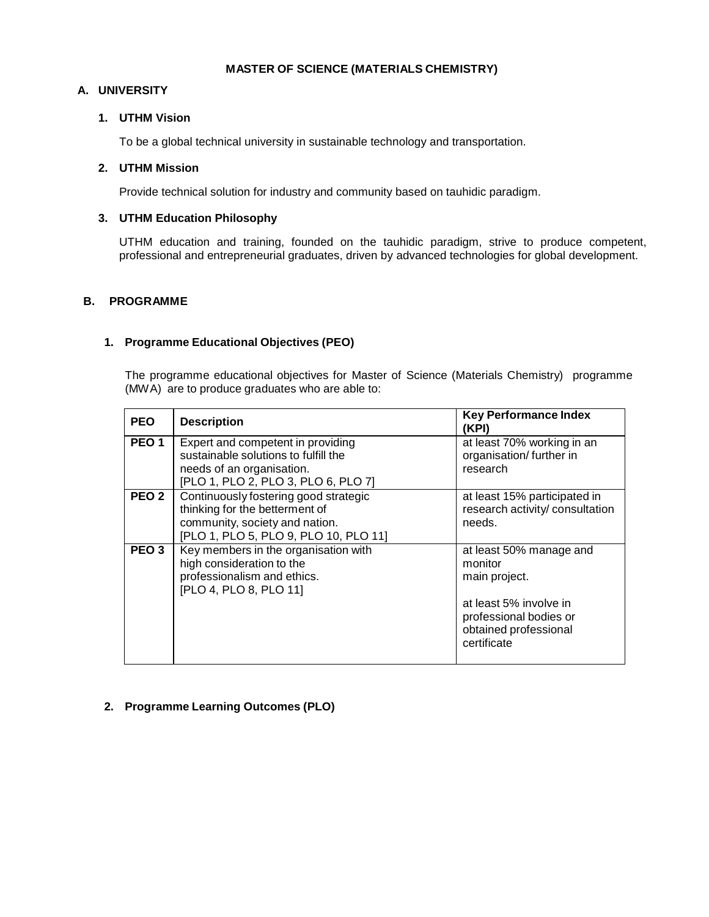# MASTER OF SCIENCE (MATERIALS CHEMISTRY)

## A. UNIVERSITY

### 1. UTHM Vision

To be a global technical university in sustainable technology and transportation.

### 2. UTHM Mission

Provide technical solution for industry and community based on tauhidic paradigm.

### 3. UTHM Education Philosophy

UTHM education and training, founded on the tauhidic paradigm, strive to produce competent, professional and entrepreneurial graduates, driven by advanced technologies for global development.

## B. PROGRAMME

### 1. Programme Educational Objectives (PEO)

The programme educational objectives for Master of Science (Materials Chemistry) programme (MWA) are to produce graduates who are able to:

| PEO | Description | Key Performance Index (KPI) |
|---|---|---|
| **PEO 1** | Expert and competent in providing sustainable solutions to fulfill the needs of an organisation. [PLO 1, PLO 2, PLO 3, PLO 6, PLO 7] | at least 70% working in an organisation/ further in research |
| **PEO 2** | Continuously fostering good strategic thinking for the betterment of community, society and nation. [PLO 1, PLO 5, PLO 9, PLO 10, PLO 11] | at least 15% participated in research activity/ consultation needs. |
| **PEO 3** | Key members in the organisation with high consideration to the professionalism and ethics. [PLO 4, PLO 8, PLO 11] | at least 50% manage and monitor main project.<br><br>at least 5% involve in professional bodies or obtained professional certificate |

### 2. Programme Learning Outcomes (PLO)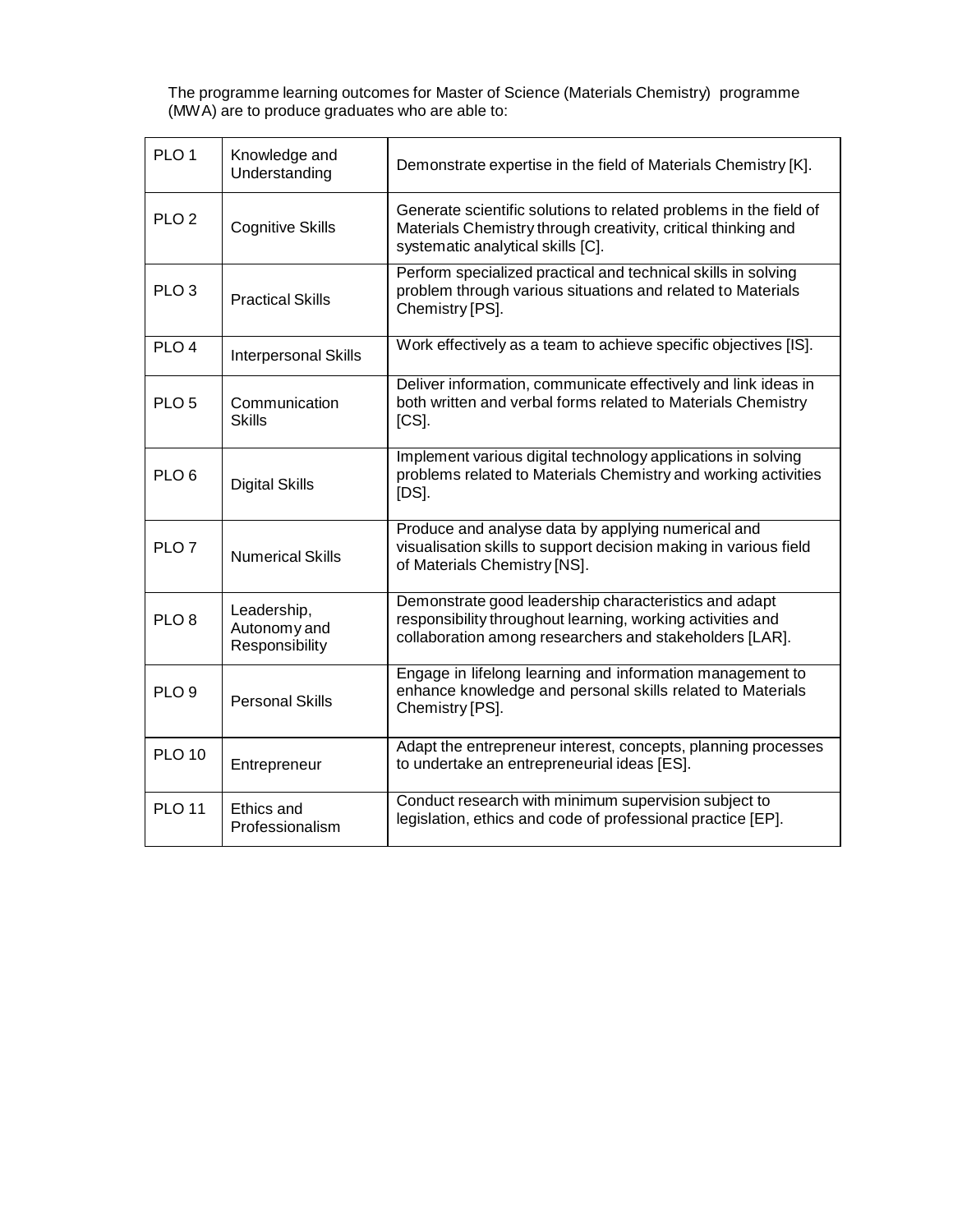The programme learning outcomes for Master of Science (Materials Chemistry) programme (MWA) are to produce graduates who are able to:

| | | |
|---|---|---|
| PLO 1 | Knowledge and Understanding | Demonstrate expertise in the field of Materials Chemistry [K]. |
| PLO 2 | Cognitive Skills | Generate scientific solutions to related problems in the field of Materials Chemistry through creativity, critical thinking and systematic analytical skills [C]. |
| PLO 3 | Practical Skills | Perform specialized practical and technical skills in solving problem through various situations and related to Materials Chemistry [PS]. |
| PLO 4 | Interpersonal Skills | Work effectively as a team to achieve specific objectives [IS]. |
| PLO 5 | Communication Skills | Deliver information, communicate effectively and link ideas in both written and verbal forms related to Materials Chemistry [CS]. |
| PLO 6 | Digital Skills | Implement various digital technology applications in solving problems related to Materials Chemistry and working activities [DS]. |
| PLO 7 | Numerical Skills | Produce and analyse data by applying numerical and visualisation skills to support decision making in various field of Materials Chemistry [NS]. |
| PLO 8 | Leadership, Autonomy and Responsibility | Demonstrate good leadership characteristics and adapt responsibility throughout learning, working activities and collaboration among researchers and stakeholders [LAR]. |
| PLO 9 | Personal Skills | Engage in lifelong learning and information management to enhance knowledge and personal skills related to Materials Chemistry [PS]. |
| PLO 10 | Entrepreneur | Adapt the entrepreneur interest, concepts, planning processes to undertake an entrepreneurial ideas [ES]. |
| PLO 11 | Ethics and Professionalism | Conduct research with minimum supervision subject to legislation, ethics and code of professional practice [EP]. |